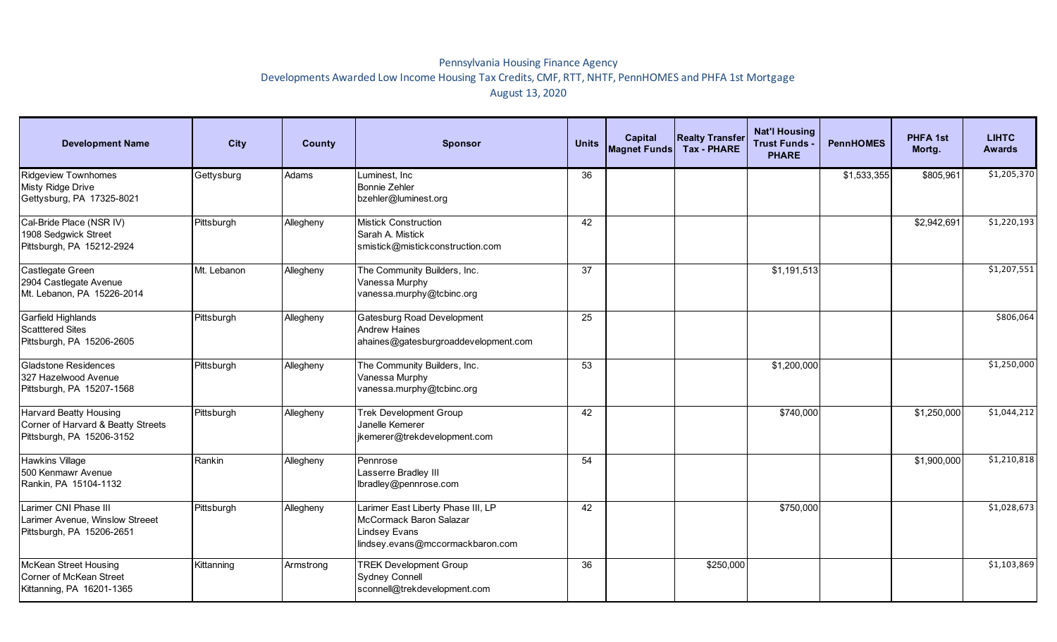# Pennsylvania Housing Finance Agency

## Developments Awarded Low Income Housing Tax Credits, CMF, RTT, NHTF, PennHOMES and PHFA 1st Mortgage

August 13, 2020

| Development Name | City | County | Sponsor | Units | Capital Magnet Funds | Realty Transfer Tax - PHARE | Nat'l Housing Trust Funds - PHARE | PennHOMES | PHFA 1st Mortg. | LIHTC Awards |
|---|---|---|---|---|---|---|---|---|---|---|
| Ridgeview Townhomes<br>Misty Ridge Drive<br>Gettysburg, PA 17325-8021 | Gettysburg | Adams | Luminest, Inc<br>Bonnie Zehler<br>bzehler@luminest.org | 36 | | | | $1,533,355 | $805,961 | $1,205,370 |
| Cal-Bride Place (NSR IV)<br>1908 Sedgwick Street<br>Pittsburgh, PA 15212-2924 | Pittsburgh | Allegheny | Mistick Construction<br>Sarah A. Mistick<br>smistick@mistickconstruction.com | 42 | | | | | $2,942,691 | $1,220,193 |
| Castlegate Green<br>2904 Castlegate Avenue<br>Mt. Lebanon, PA 15226-2014 | Mt. Lebanon | Allegheny | The Community Builders, Inc.<br>Vanessa Murphy<br>vanessa.murphy@tcbinc.org | 37 | | | $1,191,513 | | | $1,207,551 |
| Garfield Highlands<br>Scatttered Sites<br>Pittsburgh, PA 15206-2605 | Pittsburgh | Allegheny | Gatesburg Road Development<br>Andrew Haines<br>ahaines@gatesburgroaddevelopment.com | 25 | | | | | | $806,064 |
| Gladstone Residences<br>327 Hazelwood Avenue<br>Pittsburgh, PA 15207-1568 | Pittsburgh | Allegheny | The Community Builders, Inc.<br>Vanessa Murphy<br>vanessa.murphy@tcbinc.org | 53 | | | $1,200,000 | | | $1,250,000 |
| Harvard Beatty Housing<br>Corner of Harvard & Beatty Streets<br>Pittsburgh, PA 15206-3152 | Pittsburgh | Allegheny | Trek Development Group<br>Janelle Kemerer<br>jkemerer@trekdevelopment.com | 42 | | | $740,000 | | $1,250,000 | $1,044,212 |
| Hawkins Village<br>500 Kenmawr Avenue<br>Rankin, PA 15104-1132 | Rankin | Allegheny | Pennrose<br>Lasserre Bradley III<br>lbradley@pennrose.com | 54 | | | | | $1,900,000 | $1,210,818 |
| Larimer CNI Phase III<br>Larimer Avenue, Winslow Streeet<br>Pittsburgh, PA 15206-2651 | Pittsburgh | Allegheny | Larimer East Liberty Phase III, LP<br>McCormack Baron Salazar<br>Lindsey Evans<br>lindsey.evans@mccormackbaron.com | 42 | | | $750,000 | | | $1,028,673 |
| McKean Street Housing<br>Corner of McKean Street<br>Kittanning, PA 16201-1365 | Kittanning | Armstrong | TREK Development Group<br>Sydney Connell<br>sconnell@trekdevelopment.com | 36 | | $250,000 | | | | $1,103,869 |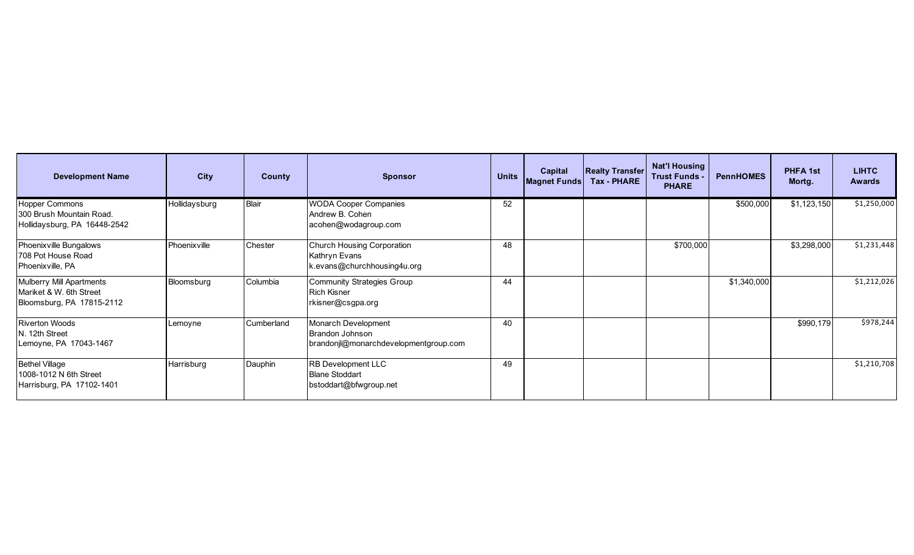| Development Name | City | County | Sponsor | Units | Capital Magnet Funds | Realty Transfer Tax - PHARE | Nat'l Housing Trust Funds - PHARE | PennHOMES | PHFA 1st Mortg. | LIHTC Awards |
|---|---|---|---|---|---|---|---|---|---|---|
| Hopper Commons<br>300 Brush Mountain Road.<br>Hollidaysburg, PA 16448-2542 | Hollidaysburg | Blair | WODA Cooper Companies<br>Andrew B. Cohen<br>acohen@wodagroup.com | 52 | | | | $500,000 | $1,123,150 | $1,250,000 |
| Phoenixville Bungalows<br>708 Pot House Road<br>Phoenixville, PA | Phoenixville | Chester | Church Housing Corporation<br>Kathryn Evans<br>k.evans@churchhousing4u.org | 48 | | | $700,000 | | $3,298,000 | $1,231,448 |
| Mulberry Mill Apartments<br>Mariket & W. 6th Street<br>Bloomsburg, PA 17815-2112 | Bloomsburg | Columbia | Community Strategies Group<br>Rich Kisner<br>rkisner@csgpa.org | 44 | | | | $1,340,000 | | $1,212,026 |
| Riverton Woods<br>N. 12th Street<br>Lemoyne, PA 17043-1467 | Lemoyne | Cumberland | Monarch Development<br>Brandon Johnson<br>brandonjl@monarchdevelopmentgroup.com | 40 | | | | | $990,179 | $978,244 |
| Bethel Village<br>1008-1012 N 6th Street<br>Harrisburg, PA 17102-1401 | Harrisburg | Dauphin | RB Development LLC<br>Blane Stoddart<br>bstoddart@bfwgroup.net | 49 | | | | | | $1,210,708 |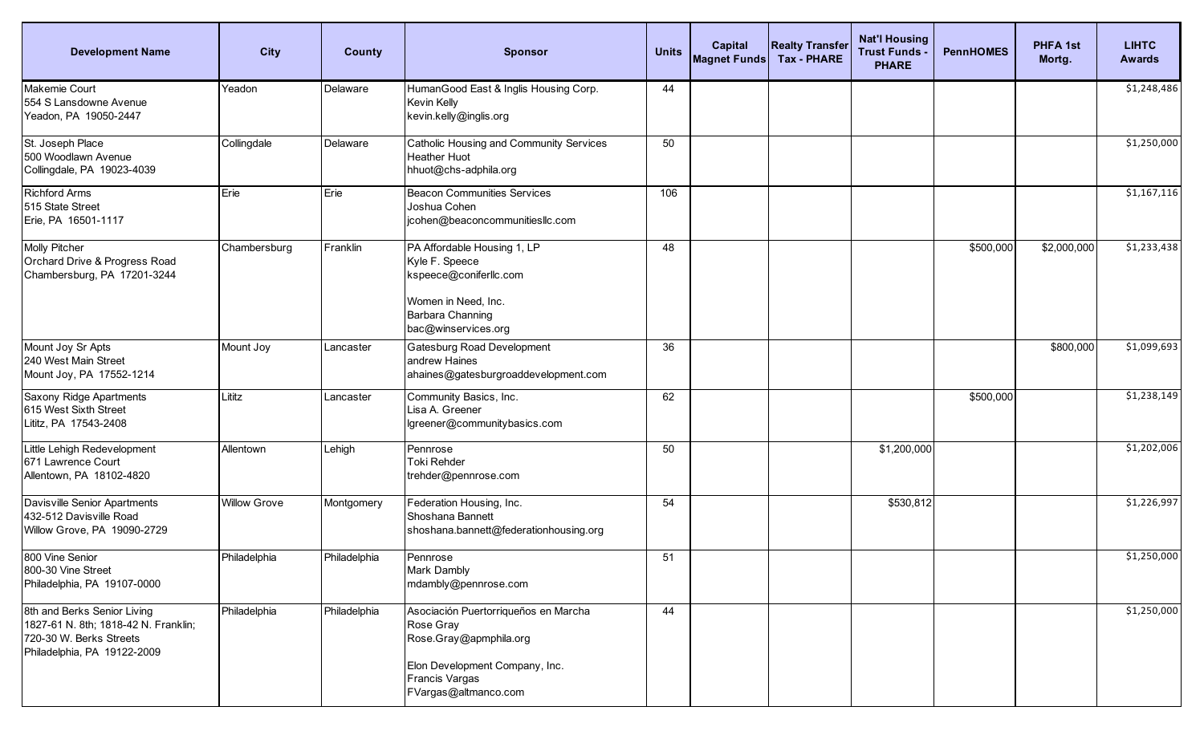| Development Name | City | County | Sponsor | Units | Capital Magnet Funds | Realty Transfer Tax - PHARE | Nat'l Housing Trust Funds - PHARE | PennHOMES | PHFA 1st Mortg. | LIHTC Awards |
|---|---|---|---|---|---|---|---|---|---|---|
| Makemie Court<br>554 S Lansdowne Avenue<br>Yeadon, PA 19050-2447 | Yeadon | Delaware | HumanGood East & Inglis Housing Corp.<br>Kevin Kelly<br>kevin.kelly@inglis.org | 44 | | | | | | $1,248,486 |
| St. Joseph Place<br>500 Woodlawn Avenue<br>Collingdale, PA 19023-4039 | Collingdale | Delaware | Catholic Housing and Community Services<br>Heather Huot<br>hhuot@chs-adphila.org | 50 | | | | | | $1,250,000 |
| Richford Arms<br>515 State Street<br>Erie, PA 16501-1117 | Erie | Erie | Beacon Communities Services<br>Joshua Cohen<br>jcohen@beaconcommunitiesllc.com | 106 | | | | | | $1,167,116 |
| Molly Pitcher<br>Orchard Drive & Progress Road<br>Chambersburg, PA 17201-3244 | Chambersburg | Franklin | PA Affordable Housing 1, LP<br>Kyle F. Speece<br>kspeece@coniferllc.com<br><br>Women in Need, Inc.<br>Barbara Channing<br>bac@winservices.org | 48 | | | | $500,000 | $2,000,000 | $1,233,438 |
| Mount Joy Sr Apts<br>240 West Main Street<br>Mount Joy, PA 17552-1214 | Mount Joy | Lancaster | Gatesburg Road Development<br>andrew Haines<br>ahaines@gatesburgroaddevelopment.com | 36 | | | | | $800,000 | $1,099,693 |
| Saxony Ridge Apartments<br>615 West Sixth Street<br>Lititz, PA 17543-2408 | Lititz | Lancaster | Community Basics, Inc.<br>Lisa A. Greener<br>lgreener@communitybasics.com | 62 | | | | $500,000 | | $1,238,149 |
| Little Lehigh Redevelopment<br>671 Lawrence Court<br>Allentown, PA 18102-4820 | Allentown | Lehigh | Pennrose<br>Toki Rehder<br>trehder@pennrose.com | 50 | | | $1,200,000 | | | $1,202,006 |
| Davisville Senior Apartments<br>432-512 Davisville Road<br>Willow Grove, PA 19090-2729 | Willow Grove | Montgomery | Federation Housing, Inc.<br>Shoshana Bannett<br>shoshana.bannett@federationhousing.org | 54 | | | $530,812 | | | $1,226,997 |
| 800 Vine Senior<br>800-30 Vine Street<br>Philadelphia, PA 19107-0000 | Philadelphia | Philadelphia | Pennrose<br>Mark Dambly<br>mdambly@pennrose.com | 51 | | | | | | $1,250,000 |
| 8th and Berks Senior Living<br>1827-61 N. 8th; 1818-42 N. Franklin;<br>720-30 W. Berks Streets<br>Philadelphia, PA 19122-2009 | Philadelphia | Philadelphia | Asociación Puertorriqueños en Marcha<br>Rose Gray<br>Rose.Gray@apmphila.org<br><br>Elon Development Company, Inc.<br>Francis Vargas<br>FVargas@altmanco.com | 44 | | | | | | $1,250,000 |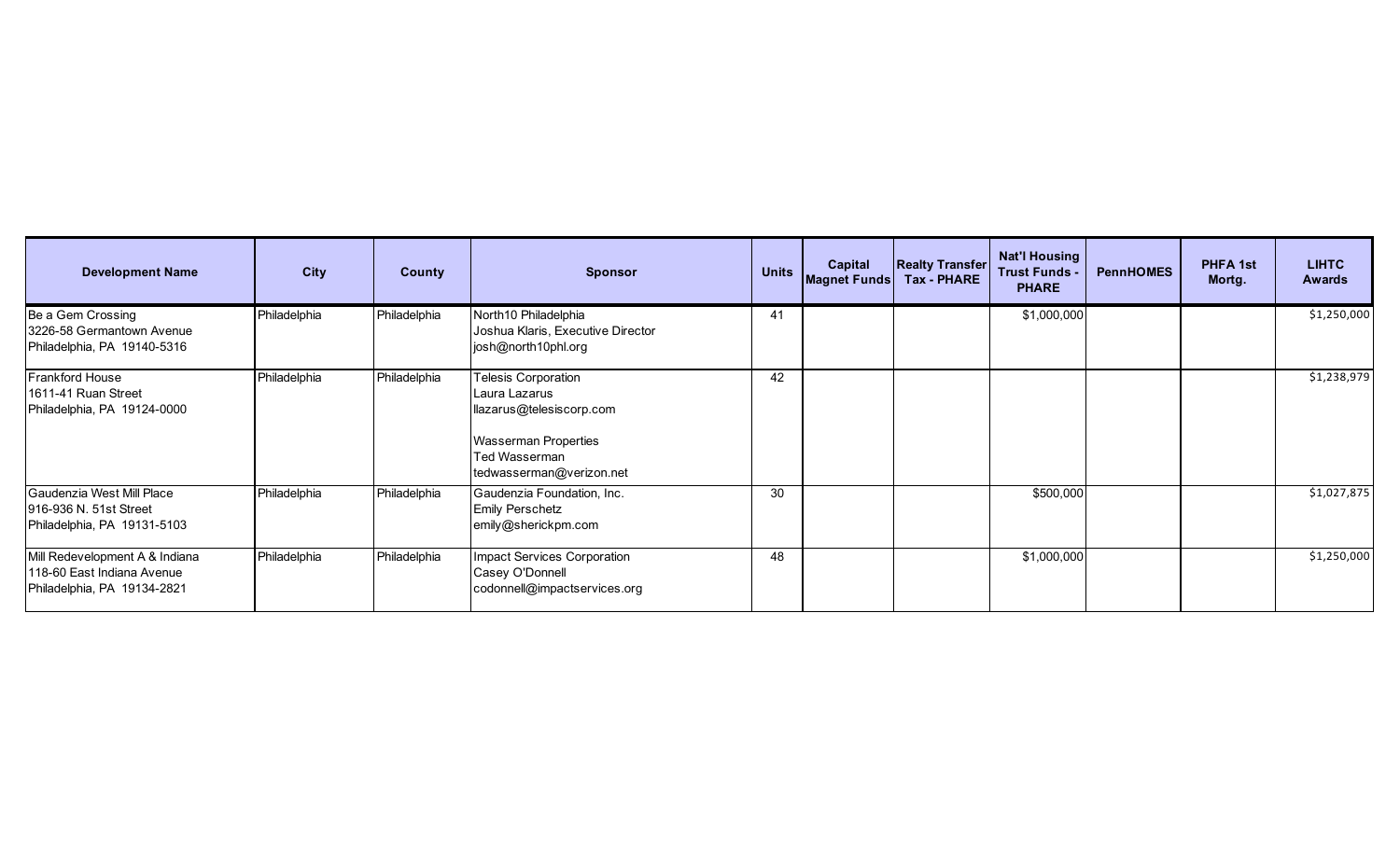| Development Name | City | County | Sponsor | Units | Capital Magnet Funds | Realty Transfer Tax - PHARE | Nat'l Housing Trust Funds - PHARE | PennHOMES | PHFA 1st Mortg. | LIHTC Awards |
|---|---|---|---|---|---|---|---|---|---|---|
| Be a Gem Crossing<br>3226-58 Germantown Avenue<br>Philadelphia, PA 19140-5316 | Philadelphia | Philadelphia | North10 Philadelphia<br>Joshua Klaris, Executive Director<br>josh@north10phl.org | 41 | | | $1,000,000 | | | $1,250,000 |
| Frankford House<br>1611-41 Ruan Street<br>Philadelphia, PA 19124-0000 | Philadelphia | Philadelphia | Telesis Corporation<br>Laura Lazarus<br>llazarus@telesiscorp.com<br><br>Wasserman Properties<br>Ted Wasserman<br>tedwasserman@verizon.net | 42 | | | | | | $1,238,979 |
| Gaudenzia West Mill Place<br>916-936 N. 51st Street<br>Philadelphia, PA 19131-5103 | Philadelphia | Philadelphia | Gaudenzia Foundation, Inc.<br>Emily Perschetz<br>emily@sherickpm.com | 30 | | | $500,000 | | | $1,027,875 |
| Mill Redevelopment A & Indiana<br>118-60 East Indiana Avenue<br>Philadelphia, PA 19134-2821 | Philadelphia | Philadelphia | Impact Services Corporation<br>Casey O'Donnell<br>codonnell@impactservices.org | 48 | | | $1,000,000 | | | $1,250,000 |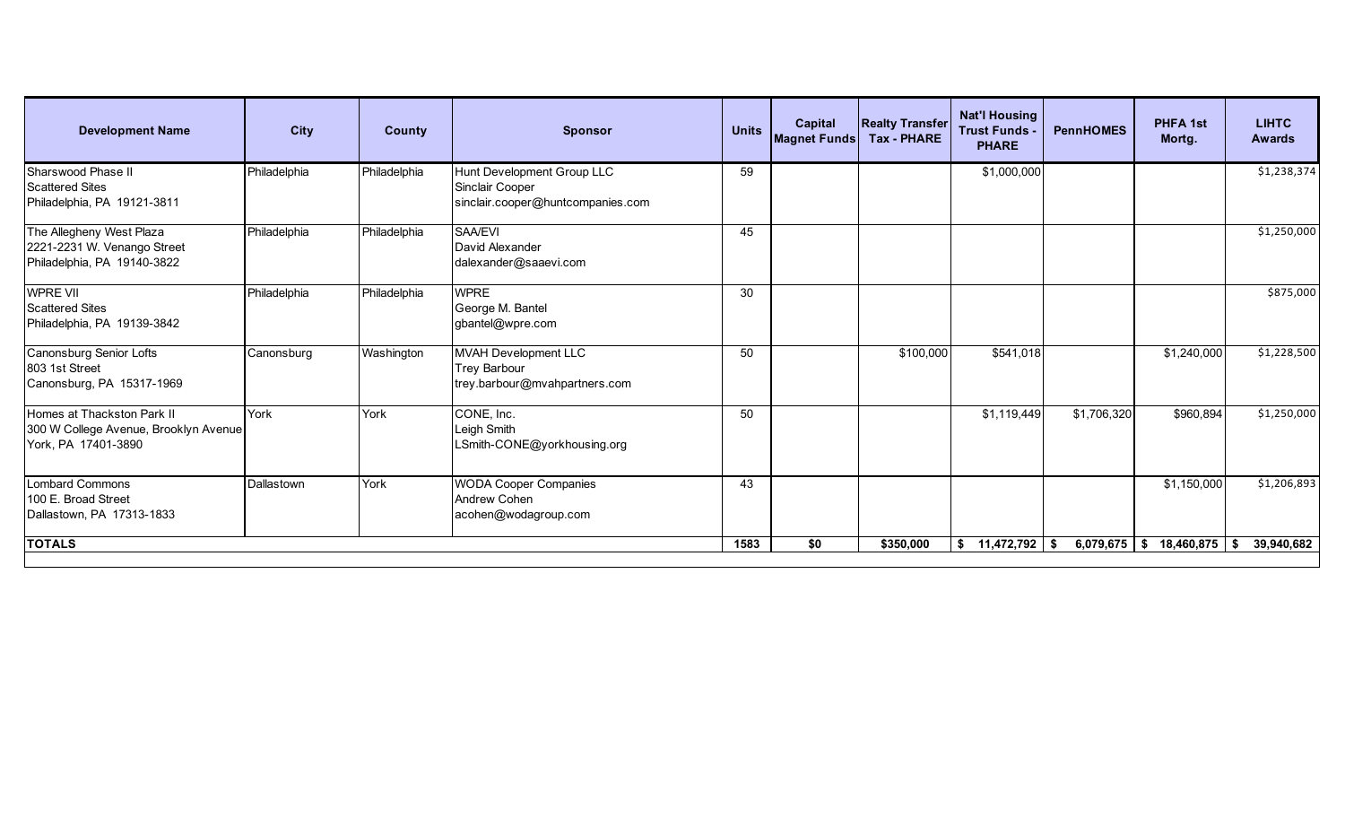| Development Name | City | County | Sponsor | Units | Capital Magnet Funds | Realty Transfer Tax - PHARE | Nat'l Housing Trust Funds - PHARE | PennHOMES | PHFA 1st Mortg. | LIHTC Awards |
|---|---|---|---|---|---|---|---|---|---|---|
| Sharswood Phase II<br>Scattered Sites<br>Philadelphia, PA 19121-3811 | Philadelphia | Philadelphia | Hunt Development Group LLC<br>Sinclair Cooper<br>sinclair.cooper@huntcompanies.com | 59 | | | $1,000,000 | | | $1,238,374 |
| The Allegheny West Plaza<br>2221-2231 W. Venango Street<br>Philadelphia, PA 19140-3822 | Philadelphia | Philadelphia | SAA/EVI<br>David Alexander<br>dalexander@saaevi.com | 45 | | | | | | $1,250,000 |
| WPRE VII<br>Scattered Sites<br>Philadelphia, PA 19139-3842 | Philadelphia | Philadelphia | WPRE<br>George M. Bantel<br>gbantel@wpre.com | 30 | | | | | | $875,000 |
| Canonsburg Senior Lofts<br>803 1st Street<br>Canonsburg, PA 15317-1969 | Canonsburg | Washington | MVAH Development LLC<br>Trey Barbour<br>trey.barbour@mvahpartners.com | 50 | | $100,000 | $541,018 | | $1,240,000 | $1,228,500 |
| Homes at Thackston Park II<br>300 W College Avenue, Brooklyn Avenue<br>York, PA 17401-3890 | York | York | CONE, Inc.<br>Leigh Smith<br>LSmith-CONE@yorkhousing.org | 50 | | | $1,119,449 | $1,706,320 | $960,894 | $1,250,000 |
| Lombard Commons<br>100 E. Broad Street<br>Dallastown, PA 17313-1833 | Dallastown | York | WODA Cooper Companies<br>Andrew Cohen<br>acohen@wodagroup.com | 43 | | | | | $1,150,000 | $1,206,893 |
| **TOTALS** | | | | **1583** | **$0** | **$350,000** | **$ 11,472,792** | **$ 6,079,675** | **$ 18,460,875** | **$ 39,940,682** |